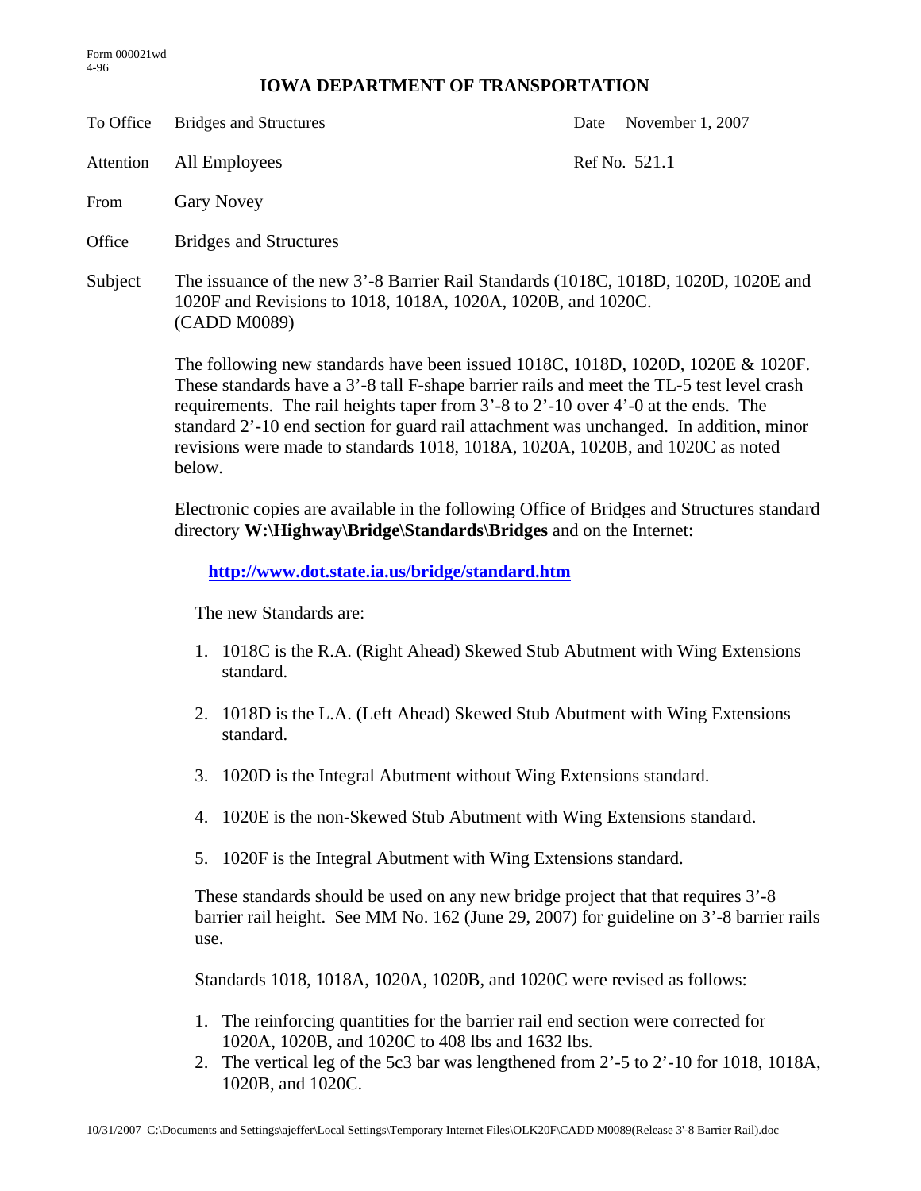Form 000021wd
4-96

# IOWA DEPARTMENT OF TRANSPORTATION

| | | | |
|---|---|---|---|
| To Office | Bridges and Structures | Date | November 1, 2007 |
| Attention | All Employees | Ref No. | 521.1 |
| From | Gary Novey | | |
| Office | Bridges and Structures | | |

Subject: The issuance of the new 3'-8 Barrier Rail Standards (1018C, 1018D, 1020D, 1020E and 1020F and Revisions to 1018, 1018A, 1020A, 1020B, and 1020C. (CADD M0089)

The following new standards have been issued 1018C, 1018D, 1020D, 1020E & 1020F. These standards have a 3'-8 tall F-shape barrier rails and meet the TL-5 test level crash requirements. The rail heights taper from 3'-8 to 2'-10 over 4'-0 at the ends. The standard 2'-10 end section for guard rail attachment was unchanged. In addition, minor revisions were made to standards 1018, 1018A, 1020A, 1020B, and 1020C as noted below.

Electronic copies are available in the following Office of Bridges and Structures standard directory **W:\Highway\Bridge\Standards\Bridges** and on the Internet:

**http://www.dot.state.ia.us/bridge/standard.htm**

The new Standards are:

1. 1018C is the R.A. (Right Ahead) Skewed Stub Abutment with Wing Extensions standard.
2. 1018D is the L.A. (Left Ahead) Skewed Stub Abutment with Wing Extensions standard.
3. 1020D is the Integral Abutment without Wing Extensions standard.
4. 1020E is the non-Skewed Stub Abutment with Wing Extensions standard.
5. 1020F is the Integral Abutment with Wing Extensions standard.

These standards should be used on any new bridge project that that requires 3'-8 barrier rail height. See MM No. 162 (June 29, 2007) for guideline on 3'-8 barrier rails use.

Standards 1018, 1018A, 1020A, 1020B, and 1020C were revised as follows:

1. The reinforcing quantities for the barrier rail end section were corrected for 1020A, 1020B, and 1020C to 408 lbs and 1632 lbs.
2. The vertical leg of the 5c3 bar was lengthened from 2'-5 to 2'-10 for 1018, 1018A, 1020B, and 1020C.

10/31/2007 C:\Documents and Settings\ajeffer\Local Settings\Temporary Internet Files\OLK20F\CADD M0089(Release 3'-8 Barrier Rail).doc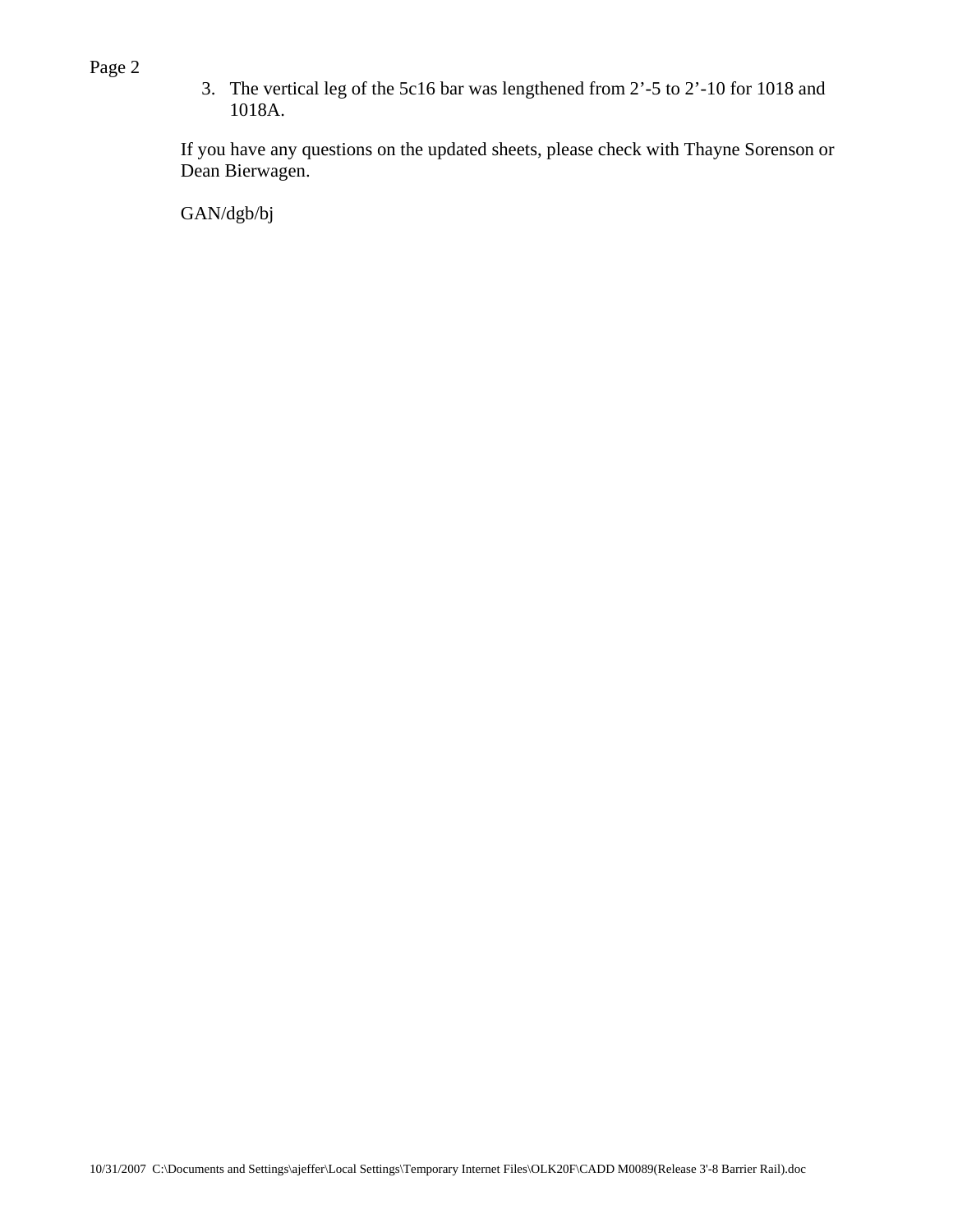3. The vertical leg of the 5c16 bar was lengthened from 2’-5 to 2’-10 for 1018 and 1018A.

If you have any questions on the updated sheets, please check with Thayne Sorenson or Dean Bierwagen.

GAN/dgb/bj